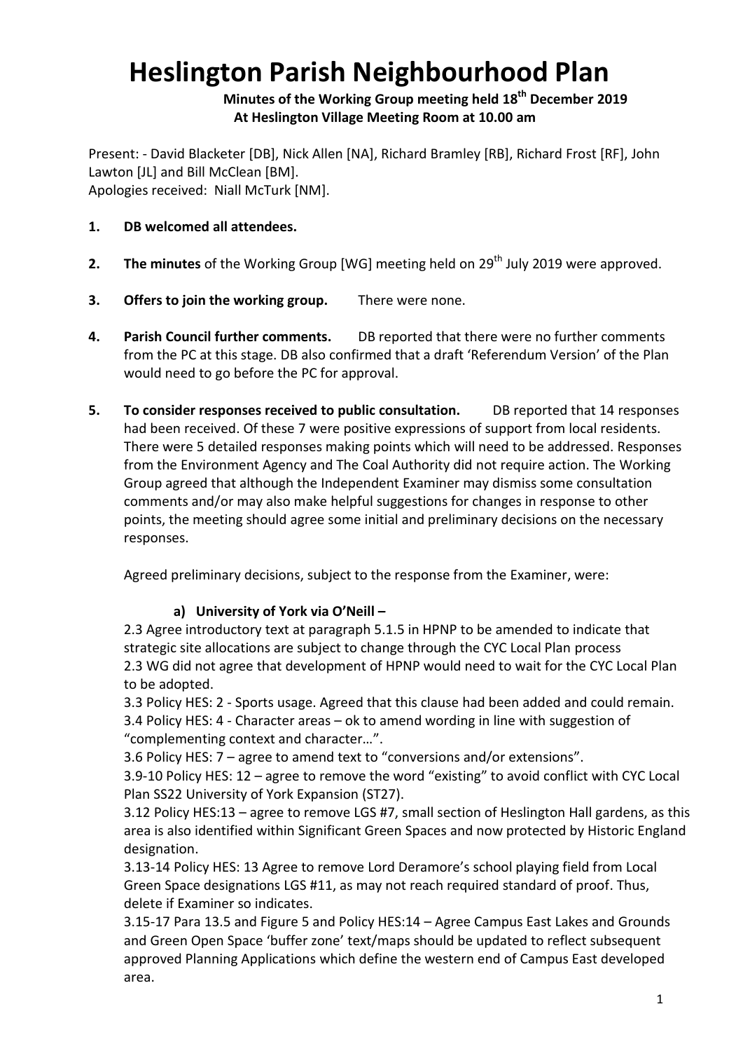# Heslington Parish Neighbourhood Plan

**Minutes of the Working Group meeting held 18th December 2019**
**At Heslington Village Meeting Room at 10.00 am**

Present: - David Blacketer [DB], Nick Allen [NA], Richard Bramley [RB], Richard Frost [RF], John Lawton [JL] and Bill McClean [BM].
Apologies received: Niall McTurk [NM].

1. **DB welcomed all attendees.**

2. **The minutes** of the Working Group [WG] meeting held on 29th July 2019 were approved.

3. **Offers to join the working group.** There were none.

4. **Parish Council further comments.** DB reported that there were no further comments from the PC at this stage. DB also confirmed that a draft 'Referendum Version' of the Plan would need to go before the PC for approval.

5. **To consider responses received to public consultation.** DB reported that 14 responses had been received. Of these 7 were positive expressions of support from local residents. There were 5 detailed responses making points which will need to be addressed. Responses from the Environment Agency and The Coal Authority did not require action. The Working Group agreed that although the Independent Examiner may dismiss some consultation comments and/or may also make helpful suggestions for changes in response to other points, the meeting should agree some initial and preliminary decisions on the necessary responses.

   Agreed preliminary decisions, subject to the response from the Examiner, were:

   **a) University of York via O'Neill –**

   2.3 Agree introductory text at paragraph 5.1.5 in HPNP to be amended to indicate that strategic site allocations are subject to change through the CYC Local Plan process
   2.3 WG did not agree that development of HPNP would need to wait for the CYC Local Plan to be adopted.
   3.3 Policy HES: 2 - Sports usage. Agreed that this clause had been added and could remain.
   3.4 Policy HES: 4 - Character areas – ok to amend wording in line with suggestion of "complementing context and character…".
   3.6 Policy HES: 7 – agree to amend text to "conversions and/or extensions".
   3.9-10 Policy HES: 12 – agree to remove the word "existing" to avoid conflict with CYC Local Plan SS22 University of York Expansion (ST27).
   3.12 Policy HES:13 – agree to remove LGS #7, small section of Heslington Hall gardens, as this area is also identified within Significant Green Spaces and now protected by Historic England designation.
   3.13-14 Policy HES: 13 Agree to remove Lord Deramore's school playing field from Local Green Space designations LGS #11, as may not reach required standard of proof. Thus, delete if Examiner so indicates.
   3.15-17 Para 13.5 and Figure 5 and Policy HES:14 – Agree Campus East Lakes and Grounds and Green Open Space 'buffer zone' text/maps should be updated to reflect subsequent approved Planning Applications which define the western end of Campus East developed area.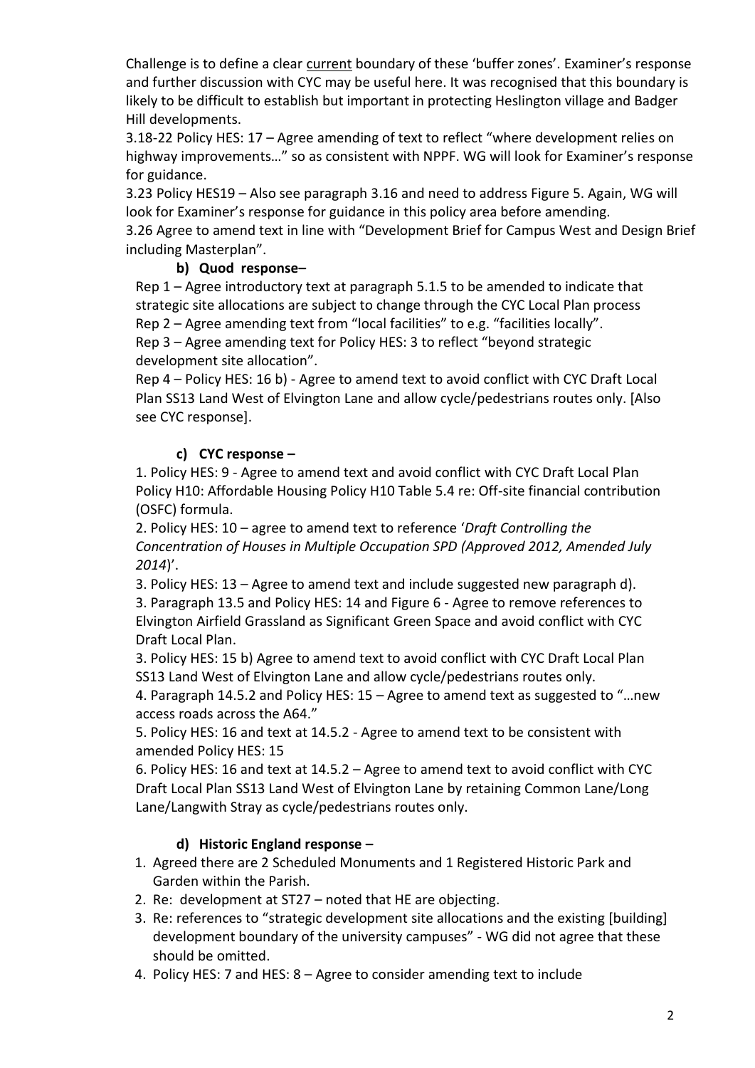Challenge is to define a clear current boundary of these 'buffer zones'. Examiner's response and further discussion with CYC may be useful here. It was recognised that this boundary is likely to be difficult to establish but important in protecting Heslington village and Badger Hill developments.

3.18-22 Policy HES: 17 – Agree amending of text to reflect "where development relies on highway improvements…" so as consistent with NPPF. WG will look for Examiner's response for guidance.

3.23 Policy HES19 – Also see paragraph 3.16 and need to address Figure 5. Again, WG will look for Examiner's response for guidance in this policy area before amending.

3.26 Agree to amend text in line with "Development Brief for Campus West and Design Brief including Masterplan".

**b) Quod response–**

Rep 1 – Agree introductory text at paragraph 5.1.5 to be amended to indicate that strategic site allocations are subject to change through the CYC Local Plan process

Rep 2 – Agree amending text from "local facilities" to e.g. "facilities locally".

Rep 3 – Agree amending text for Policy HES: 3 to reflect "beyond strategic development site allocation".

Rep 4 – Policy HES: 16 b) - Agree to amend text to avoid conflict with CYC Draft Local Plan SS13 Land West of Elvington Lane and allow cycle/pedestrians routes only. [Also see CYC response].

**c) CYC response –**

1. Policy HES: 9 - Agree to amend text and avoid conflict with CYC Draft Local Plan Policy H10: Affordable Housing Policy H10 Table 5.4 re: Off-site financial contribution (OSFC) formula.

2. Policy HES: 10 – agree to amend text to reference '*Draft Controlling the Concentration of Houses in Multiple Occupation SPD (Approved 2012, Amended July 2014)*'.

3. Policy HES: 13 – Agree to amend text and include suggested new paragraph d).

3. Paragraph 13.5 and Policy HES: 14 and Figure 6 - Agree to remove references to Elvington Airfield Grassland as Significant Green Space and avoid conflict with CYC Draft Local Plan.

3. Policy HES: 15 b) Agree to amend text to avoid conflict with CYC Draft Local Plan SS13 Land West of Elvington Lane and allow cycle/pedestrians routes only.

4. Paragraph 14.5.2 and Policy HES: 15 – Agree to amend text as suggested to "…new access roads across the A64."

5. Policy HES: 16 and text at 14.5.2 - Agree to amend text to be consistent with amended Policy HES: 15

6. Policy HES: 16 and text at 14.5.2 – Agree to amend text to avoid conflict with CYC Draft Local Plan SS13 Land West of Elvington Lane by retaining Common Lane/Long Lane/Langwith Stray as cycle/pedestrians routes only.

**d) Historic England response –**

1. Agreed there are 2 Scheduled Monuments and 1 Registered Historic Park and Garden within the Parish.
2. Re: development at ST27 – noted that HE are objecting.
3. Re: references to "strategic development site allocations and the existing [building] development boundary of the university campuses" - WG did not agree that these should be omitted.
4. Policy HES: 7 and HES: 8 – Agree to consider amending text to include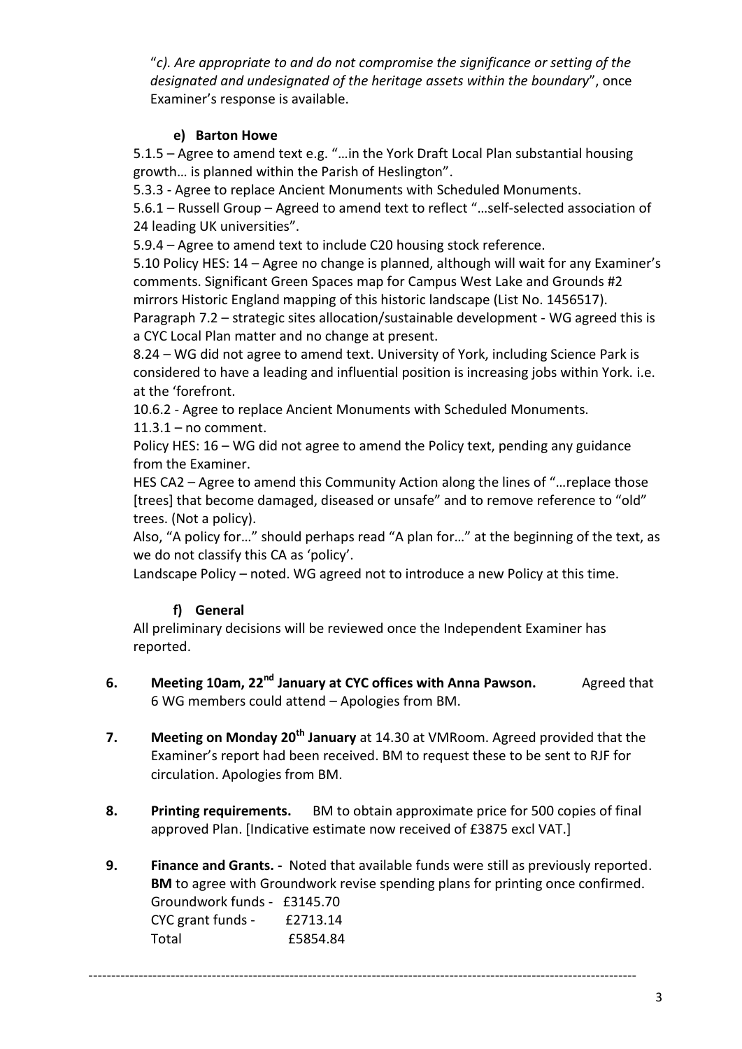"*c). Are appropriate to and do not compromise the significance or setting of the designated and undesignated of the heritage assets within the boundary*", once Examiner's response is available.

**e) Barton Howe**

5.1.5 – Agree to amend text e.g. "…in the York Draft Local Plan substantial housing growth… is planned within the Parish of Heslington".

5.3.3 - Agree to replace Ancient Monuments with Scheduled Monuments.

5.6.1 – Russell Group – Agreed to amend text to reflect "…self-selected association of 24 leading UK universities".

5.9.4 – Agree to amend text to include C20 housing stock reference.

5.10 Policy HES: 14 – Agree no change is planned, although will wait for any Examiner's comments. Significant Green Spaces map for Campus West Lake and Grounds #2 mirrors Historic England mapping of this historic landscape (List No. 1456517).

Paragraph 7.2 – strategic sites allocation/sustainable development - WG agreed this is a CYC Local Plan matter and no change at present.

8.24 – WG did not agree to amend text. University of York, including Science Park is considered to have a leading and influential position is increasing jobs within York. i.e. at the 'forefront.

10.6.2 - Agree to replace Ancient Monuments with Scheduled Monuments.

11.3.1 – no comment.

Policy HES: 16 – WG did not agree to amend the Policy text, pending any guidance from the Examiner.

HES CA2 – Agree to amend this Community Action along the lines of "…replace those [trees] that become damaged, diseased or unsafe" and to remove reference to "old" trees. (Not a policy).

Also, "A policy for…" should perhaps read "A plan for…" at the beginning of the text, as we do not classify this CA as 'policy'.

Landscape Policy – noted. WG agreed not to introduce a new Policy at this time.

**f) General**

All preliminary decisions will be reviewed once the Independent Examiner has reported.

6. **Meeting 10am, 22nd January at CYC offices with Anna Pawson.** Agreed that 6 WG members could attend – Apologies from BM.

7. **Meeting on Monday 20th January** at 14.30 at VMRoom. Agreed provided that the Examiner's report had been received. BM to request these to be sent to RJF for circulation. Apologies from BM.

8. **Printing requirements.** BM to obtain approximate price for 500 copies of final approved Plan. [Indicative estimate now received of £3875 excl VAT.]

9. **Finance and Grants. -** Noted that available funds were still as previously reported. **BM** to agree with Groundwork revise spending plans for printing once confirmed.

| | |
|---|---|
| Groundwork funds - | £3145.70 |
| CYC grant funds - | £2713.14 |
| Total | £5854.84 |